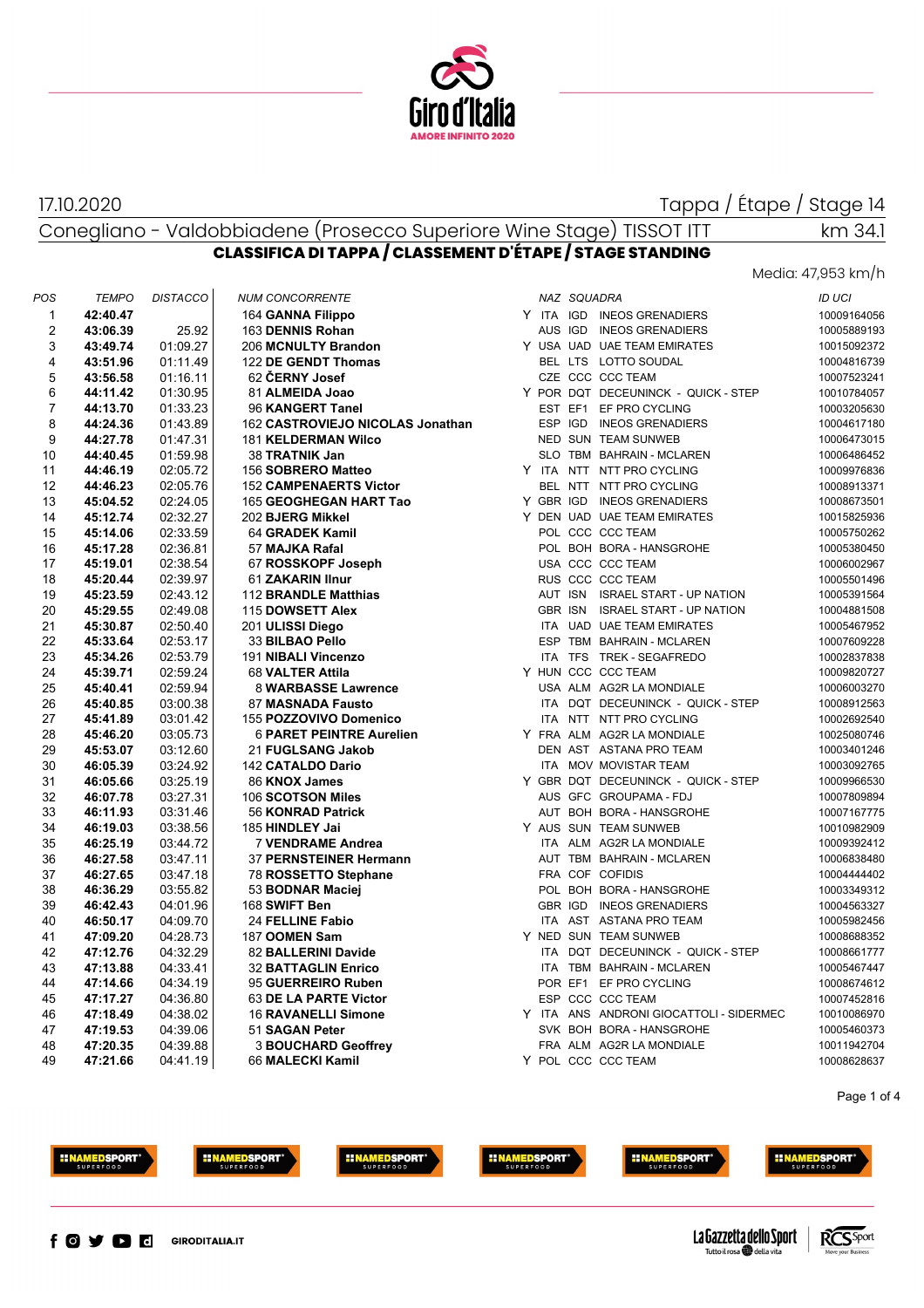17.10.2020

Tappa / Étape / Stage 14

Conegliano - Valdobbiadene (Prosecco Superiore Wine Stage) TISSOT ITT

km 34.1

## CLASSIFICA DI TAPPA / CLASSEMENT D'ÉTAPE / STAGE STANDING

Media: 47,953 km/h

| POS | TEMPO | DISTACCO | NUM CONCORRENTE | | NAZ | SQUADRA | | ID UCI |
|---|---|---|---|---|---|---|---|---|
| 1 | **42:40.47** | | 164 **GANNA Filippo** | Y | ITA | IGD | INEOS GRENADIERS | 10009164056 |
| 2 | **43:06.39** | 25.92 | 163 **DENNIS Rohan** | | AUS | IGD | INEOS GRENADIERS | 10005889193 |
| 3 | **43:49.74** | 01:09.27 | 206 **MCNULTY Brandon** | Y | USA | UAD | UAE TEAM EMIRATES | 10015092372 |
| 4 | **43:51.96** | 01:11.49 | 122 **DE GENDT Thomas** | | BEL | LTS | LOTTO SOUDAL | 10004816739 |
| 5 | **43:56.58** | 01:16.11 | 62 **ČERNY Josef** | | CZE | CCC | CCC TEAM | 10007523241 |
| 6 | **44:11.42** | 01:30.95 | 81 **ALMEIDA Joao** | Y | POR | DQT | DECEUNINCK - QUICK - STEP | 10010784057 |
| 7 | **44:13.70** | 01:33.23 | 96 **KANGERT Tanel** | | EST | EF1 | EF PRO CYCLING | 10003205630 |
| 8 | **44:24.36** | 01:43.89 | 162 **CASTROVIEJO NICOLAS Jonathan** | | ESP | IGD | INEOS GRENADIERS | 10004617180 |
| 9 | **44:27.78** | 01:47.31 | 181 **KELDERMAN Wilco** | | NED | SUN | TEAM SUNWEB | 10006473015 |
| 10 | **44:40.45** | 01:59.98 | 38 **TRATNIK Jan** | | SLO | TBM | BAHRAIN - MCLAREN | 10006486452 |
| 11 | **44:46.19** | 02:05.72 | 156 **SOBRERO Matteo** | Y | ITA | NTT | NTT PRO CYCLING | 10009976836 |
| 12 | **44:46.23** | 02:05.76 | 152 **CAMPENAERTS Victor** | | BEL | NTT | NTT PRO CYCLING | 10008913371 |
| 13 | **45:04.52** | 02:24.05 | 165 **GEOGHEGAN HART Tao** | Y | GBR | IGD | INEOS GRENADIERS | 10008673501 |
| 14 | **45:12.74** | 02:32.27 | 202 **BJERG Mikkel** | Y | DEN | UAD | UAE TEAM EMIRATES | 10015825936 |
| 15 | **45:14.06** | 02:33.59 | 64 **GRADEK Kamil** | | POL | CCC | CCC TEAM | 10005750262 |
| 16 | **45:17.28** | 02:36.81 | 57 **MAJKA Rafal** | | POL | BOH | BORA - HANSGROHE | 10005380450 |
| 17 | **45:19.01** | 02:38.54 | 67 **ROSSKOPF Joseph** | | USA | CCC | CCC TEAM | 10006002967 |
| 18 | **45:20.44** | 02:39.97 | 61 **ZAKARIN Ilnur** | | RUS | CCC | CCC TEAM | 10005501496 |
| 19 | **45:23.59** | 02:43.12 | 112 **BRANDLE Matthias** | | AUT | ISN | ISRAEL START - UP NATION | 10005391564 |
| 20 | **45:29.55** | 02:49.08 | 115 **DOWSETT Alex** | | GBR | ISN | ISRAEL START - UP NATION | 10004881508 |
| 21 | **45:30.87** | 02:50.40 | 201 **ULISSI Diego** | | ITA | UAD | UAE TEAM EMIRATES | 10005467952 |
| 22 | **45:33.64** | 02:53.17 | 33 **BILBAO Pello** | | ESP | TBM | BAHRAIN - MCLAREN | 10007609228 |
| 23 | **45:34.26** | 02:53.79 | 191 **NIBALI Vincenzo** | | ITA | TFS | TREK - SEGAFREDO | 10002837838 |
| 24 | **45:39.71** | 02:59.24 | 68 **VALTER Attila** | Y | HUN | CCC | CCC TEAM | 10009820727 |
| 25 | **45:40.41** | 02:59.94 | 8 **WARBASSE Lawrence** | | USA | ALM | AG2R LA MONDIALE | 10006003270 |
| 26 | **45:40.85** | 03:00.38 | 87 **MASNADA Fausto** | | ITA | DQT | DECEUNINCK - QUICK - STEP | 10008912563 |
| 27 | **45:41.89** | 03:01.42 | 155 **POZZOVIVO Domenico** | | ITA | NTT | NTT PRO CYCLING | 10002692540 |
| 28 | **45:46.20** | 03:05.73 | 6 **PARET PEINTRE Aurelien** | Y | FRA | ALM | AG2R LA MONDIALE | 10025080746 |
| 29 | **45:53.07** | 03:12.60 | 21 **FUGLSANG Jakob** | | DEN | AST | ASTANA PRO TEAM | 10003401246 |
| 30 | **46:05.39** | 03:24.92 | 142 **CATALDO Dario** | | ITA | MOV | MOVISTAR TEAM | 10003092765 |
| 31 | **46:05.66** | 03:25.19 | 86 **KNOX James** | Y | GBR | DQT | DECEUNINCK - QUICK - STEP | 10009966530 |
| 32 | **46:07.78** | 03:27.31 | 106 **SCOTSON Miles** | | AUS | GFC | GROUPAMA - FDJ | 10007809894 |
| 33 | **46:11.93** | 03:31.46 | 56 **KONRAD Patrick** | | AUT | BOH | BORA - HANSGROHE | 10007167775 |
| 34 | **46:19.03** | 03:38.56 | 185 **HINDLEY Jai** | Y | AUS | SUN | TEAM SUNWEB | 10010982909 |
| 35 | **46:25.19** | 03:44.72 | 7 **VENDRAME Andrea** | | ITA | ALM | AG2R LA MONDIALE | 10009392412 |
| 36 | **46:27.58** | 03:47.11 | 37 **PERNSTEINER Hermann** | | AUT | TBM | BAHRAIN - MCLAREN | 10006838480 |
| 37 | **46:27.65** | 03:47.18 | 78 **ROSSETTO Stephane** | | FRA | COF | COFIDIS | 10004444402 |
| 38 | **46:36.29** | 03:55.82 | 53 **BODNAR Maciej** | | POL | BOH | BORA - HANSGROHE | 10003349312 |
| 39 | **46:42.43** | 04:01.96 | 168 **SWIFT Ben** | | GBR | IGD | INEOS GRENADIERS | 10004563327 |
| 40 | **46:50.17** | 04:09.70 | 24 **FELLINE Fabio** | | ITA | AST | ASTANA PRO TEAM | 10005982456 |
| 41 | **47:09.20** | 04:28.73 | 187 **OOMEN Sam** | Y | NED | SUN | TEAM SUNWEB | 10008688352 |
| 42 | **47:12.76** | 04:32.29 | 82 **BALLERINI Davide** | | ITA | DQT | DECEUNINCK - QUICK - STEP | 10008661777 |
| 43 | **47:13.88** | 04:33.41 | 32 **BATTAGLIN Enrico** | | ITA | TBM | BAHRAIN - MCLAREN | 10005467447 |
| 44 | **47:14.66** | 04:34.19 | 95 **GUERREIRO Ruben** | | POR | EF1 | EF PRO CYCLING | 10008674612 |
| 45 | **47:17.27** | 04:36.80 | 63 **DE LA PARTE Victor** | | ESP | CCC | CCC TEAM | 10007452816 |
| 46 | **47:18.49** | 04:38.02 | 16 **RAVANELLI Simone** | Y | ITA | ANS | ANDRONI GIOCATTOLI - SIDERMEC | 10010086970 |
| 47 | **47:19.53** | 04:39.06 | 51 **SAGAN Peter** | | SVK | BOH | BORA - HANSGROHE | 10005460373 |
| 48 | **47:20.35** | 04:39.88 | 3 **BOUCHARD Geoffrey** | | FRA | ALM | AG2R LA MONDIALE | 10011942704 |
| 49 | **47:21.66** | 04:41.19 | 66 **MALECKI Kamil** | Y | POL | CCC | CCC TEAM | 10008628637 |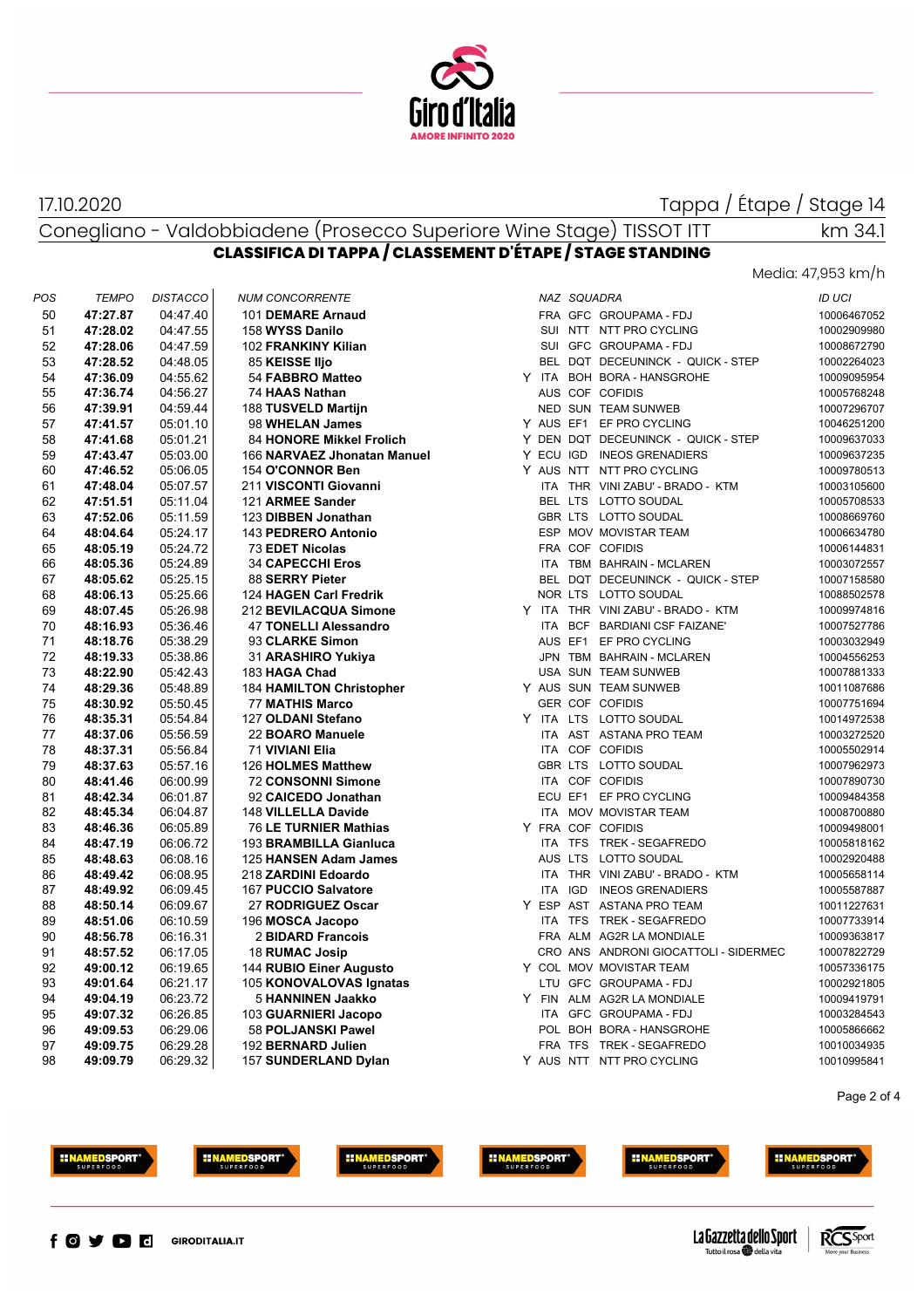17.10.2020

Tappa / Étape / Stage 14

Conegliano - Valdobbiadene (Prosecco Superiore Wine Stage) TISSOT ITT

km 34.1

## CLASSIFICA DI TAPPA / CLASSEMENT D'ÉTAPE / STAGE STANDING

Media: 47,953 km/h

| POS | TEMPO | DISTACCO | NUM CONCORRENTE | | NAZ | SQUADRA | | ID UCI |
|---|---|---|---|---|---|---|---|---|
| 50 | 47:27.87 | 04:47.40 | 101 DEMARE Arnaud | | FRA | GFC | GROUPAMA - FDJ | 10006467052 |
| 51 | 47:28.02 | 04:47.55 | 158 WYSS Danilo | | SUI | NTT | NTT PRO CYCLING | 10002909980 |
| 52 | 47:28.06 | 04:47.59 | 102 FRANKINY Kilian | | SUI | GFC | GROUPAMA - FDJ | 10008672790 |
| 53 | 47:28.52 | 04:48.05 | 85 KEISSE Iljo | | BEL | DQT | DECEUNINCK - QUICK - STEP | 10002264023 |
| 54 | 47:36.09 | 04:55.62 | 54 FABBRO Matteo | Y | ITA | BOH | BORA - HANSGROHE | 10009095954 |
| 55 | 47:36.74 | 04:56.27 | 74 HAAS Nathan | | AUS | COF | COFIDIS | 10005768248 |
| 56 | 47:39.91 | 04:59.44 | 188 TUSVELD Martijn | | NED | SUN | TEAM SUNWEB | 10007296707 |
| 57 | 47:41.57 | 05:01.10 | 98 WHELAN James | Y | AUS | EF1 | EF PRO CYCLING | 10046251200 |
| 58 | 47:41.68 | 05:01.21 | 84 HONORE Mikkel Frolich | Y | DEN | DQT | DECEUNINCK - QUICK - STEP | 10009637033 |
| 59 | 47:43.47 | 05:03.00 | 166 NARVAEZ Jhonatan Manuel | Y | ECU | IGD | INEOS GRENADIERS | 10009637235 |
| 60 | 47:46.52 | 05:06.05 | 154 O'CONNOR Ben | Y | AUS | NTT | NTT PRO CYCLING | 10009780513 |
| 61 | 47:48.04 | 05:07.57 | 211 VISCONTI Giovanni | | ITA | THR | VINI ZABU' - BRADO - KTM | 10003105600 |
| 62 | 47:51.51 | 05:11.04 | 121 ARMEE Sander | | BEL | LTS | LOTTO SOUDAL | 10005708533 |
| 63 | 47:52.06 | 05:11.59 | 123 DIBBEN Jonathan | | GBR | LTS | LOTTO SOUDAL | 10008669760 |
| 64 | 48:04.64 | 05:24.17 | 143 PEDRERO Antonio | | ESP | MOV | MOVISTAR TEAM | 10006634780 |
| 65 | 48:05.19 | 05:24.72 | 73 EDET Nicolas | | FRA | COF | COFIDIS | 10006144831 |
| 66 | 48:05.36 | 05:24.89 | 34 CAPECCHI Eros | | ITA | TBM | BAHRAIN - MCLAREN | 10003072557 |
| 67 | 48:05.62 | 05:25.15 | 88 SERRY Pieter | | BEL | DQT | DECEUNINCK - QUICK - STEP | 10007158580 |
| 68 | 48:06.13 | 05:25.66 | 124 HAGEN Carl Fredrik | | NOR | LTS | LOTTO SOUDAL | 10088502578 |
| 69 | 48:07.45 | 05:26.98 | 212 BEVILACQUA Simone | Y | ITA | THR | VINI ZABU' - BRADO - KTM | 10009974816 |
| 70 | 48:16.93 | 05:36.46 | 47 TONELLI Alessandro | | ITA | BCF | BARDIANI CSF FAIZANE' | 10007527786 |
| 71 | 48:18.76 | 05:38.29 | 93 CLARKE Simon | | AUS | EF1 | EF PRO CYCLING | 10003032949 |
| 72 | 48:19.33 | 05:38.86 | 31 ARASHIRO Yukiya | | JPN | TBM | BAHRAIN - MCLAREN | 10004556253 |
| 73 | 48:22.90 | 05:42.43 | 183 HAGA Chad | | USA | SUN | TEAM SUNWEB | 10007881333 |
| 74 | 48:29.36 | 05:48.89 | 184 HAMILTON Christopher | Y | AUS | SUN | TEAM SUNWEB | 10011087686 |
| 75 | 48:30.92 | 05:50.45 | 77 MATHIS Marco | | GER | COF | COFIDIS | 10007751694 |
| 76 | 48:35.31 | 05:54.84 | 127 OLDANI Stefano | Y | ITA | LTS | LOTTO SOUDAL | 10014972538 |
| 77 | 48:37.06 | 05:56.59 | 22 BOARO Manuele | | ITA | AST | ASTANA PRO TEAM | 10003272520 |
| 78 | 48:37.31 | 05:56.84 | 71 VIVIANI Elia | | ITA | COF | COFIDIS | 10005502914 |
| 79 | 48:37.63 | 05:57.16 | 126 HOLMES Matthew | | GBR | LTS | LOTTO SOUDAL | 10007962973 |
| 80 | 48:41.46 | 06:00.99 | 72 CONSONNI Simone | | ITA | COF | COFIDIS | 10007890730 |
| 81 | 48:42.34 | 06:01.87 | 92 CAICEDO Jonathan | | ECU | EF1 | EF PRO CYCLING | 10009484358 |
| 82 | 48:45.34 | 06:04.87 | 148 VILLELLA Davide | | ITA | MOV | MOVISTAR TEAM | 10008700880 |
| 83 | 48:46.36 | 06:05.89 | 76 LE TURNIER Mathias | Y | FRA | COF | COFIDIS | 10009498001 |
| 84 | 48:47.19 | 06:06.72 | 193 BRAMBILLA Gianluca | | ITA | TFS | TREK - SEGAFREDO | 10005818162 |
| 85 | 48:48.63 | 06:08.16 | 125 HANSEN Adam James | | AUS | LTS | LOTTO SOUDAL | 10002920488 |
| 86 | 48:49.42 | 06:08.95 | 218 ZARDINI Edoardo | | ITA | THR | VINI ZABU' - BRADO - KTM | 10005658114 |
| 87 | 48:49.92 | 06:09.45 | 167 PUCCIO Salvatore | | ITA | IGD | INEOS GRENADIERS | 10005587887 |
| 88 | 48:50.14 | 06:09.67 | 27 RODRIGUEZ Oscar | Y | ESP | AST | ASTANA PRO TEAM | 10011227631 |
| 89 | 48:51.06 | 06:10.59 | 196 MOSCA Jacopo | | ITA | TFS | TREK - SEGAFREDO | 10007733914 |
| 90 | 48:56.78 | 06:16.31 | 2 BIDARD Francois | | FRA | ALM | AG2R LA MONDIALE | 10009363817 |
| 91 | 48:57.52 | 06:17.05 | 18 RUMAC Josip | | CRO | ANS | ANDRONI GIOCATTOLI - SIDERMEC | 10007822729 |
| 92 | 49:00.12 | 06:19.65 | 144 RUBIO Einer Augusto | Y | COL | MOV | MOVISTAR TEAM | 10057336175 |
| 93 | 49:01.64 | 06:21.17 | 105 KONOVALOVAS Ignatas | | LTU | GFC | GROUPAMA - FDJ | 10002921805 |
| 94 | 49:04.19 | 06:23.72 | 5 HANNINEN Jaakko | Y | FIN | ALM | AG2R LA MONDIALE | 10009419791 |
| 95 | 49:07.32 | 06:26.85 | 103 GUARNIERI Jacopo | | ITA | GFC | GROUPAMA - FDJ | 10003284543 |
| 96 | 49:09.53 | 06:29.06 | 58 POLJANSKI Pawel | | POL | BOH | BORA - HANSGROHE | 10005866662 |
| 97 | 49:09.75 | 06:29.28 | 192 BERNARD Julien | | FRA | TFS | TREK - SEGAFREDO | 10010034935 |
| 98 | 49:09.79 | 06:29.32 | 157 SUNDERLAND Dylan | Y | AUS | NTT | NTT PRO CYCLING | 10010995841 |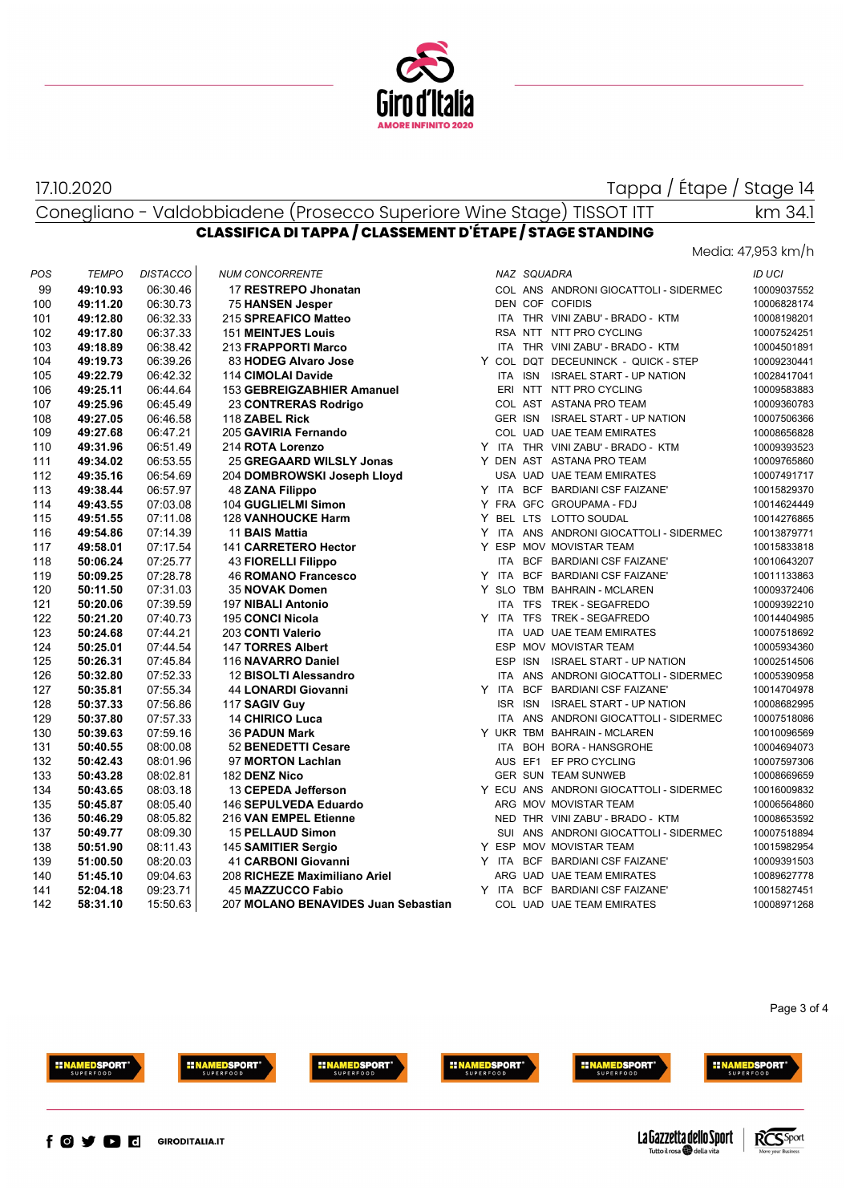17.10.2020

Tappa / Étape / Stage 14

Conegliano - Valdobbiadene (Prosecco Superiore Wine Stage) TISSOT ITT

km 34.1

## CLASSIFICA DI TAPPA / CLASSEMENT D'ÉTAPE / STAGE STANDING

Media: 47,953 km/h

| POS | TEMPO | DISTACCO | NUM CONCORRENTE | | NAZ | SQUADRA | | ID UCI |
|---|---|---|---|---|---|---|---|---|
| 99 | **49:10.93** | 06:30.46 | 17 **RESTREPO Jhonatan** | | COL | ANS | ANDRONI GIOCATTOLI - SIDERMEC | 10009037552 |
| 100 | **49:11.20** | 06:30.73 | 75 **HANSEN Jesper** | | DEN | COF | COFIDIS | 10006828174 |
| 101 | **49:12.80** | 06:32.33 | 215 **SPREAFICO Matteo** | | ITA | THR | VINI ZABU' - BRADO - KTM | 10008198201 |
| 102 | **49:17.80** | 06:37.33 | 151 **MEINTJES Louis** | | RSA | NTT | NTT PRO CYCLING | 10007524251 |
| 103 | **49:18.89** | 06:38.42 | 213 **FRAPPORTI Marco** | | ITA | THR | VINI ZABU' - BRADO - KTM | 10004501891 |
| 104 | **49:19.73** | 06:39.26 | 83 **HODEG Alvaro Jose** | Y | COL | DQT | DECEUNINCK - QUICK - STEP | 10009230441 |
| 105 | **49:22.79** | 06:42.32 | 114 **CIMOLAI Davide** | | ITA | ISN | ISRAEL START - UP NATION | 10028417041 |
| 106 | **49:25.11** | 06:44.64 | 153 **GEBREIGZABHIER Amanuel** | | ERI | NTT | NTT PRO CYCLING | 10009583883 |
| 107 | **49:25.96** | 06:45.49 | 23 **CONTRERAS Rodrigo** | | COL | AST | ASTANA PRO TEAM | 10009360783 |
| 108 | **49:27.05** | 06:46.58 | 118 **ZABEL Rick** | | GER | ISN | ISRAEL START - UP NATION | 10007506366 |
| 109 | **49:27.68** | 06:47.21 | 205 **GAVIRIA Fernando** | | COL | UAD | UAE TEAM EMIRATES | 10008656828 |
| 110 | **49:31.96** | 06:51.49 | 214 **ROTA Lorenzo** | Y | ITA | THR | VINI ZABU' - BRADO - KTM | 10009393523 |
| 111 | **49:34.02** | 06:53.55 | 25 **GREGAARD WILSLY Jonas** | Y | DEN | AST | ASTANA PRO TEAM | 10009765860 |
| 112 | **49:35.16** | 06:54.69 | 204 **DOMBROWSKI Joseph Lloyd** | | USA | UAD | UAE TEAM EMIRATES | 10007491717 |
| 113 | **49:38.44** | 06:57.97 | 48 **ZANA Filippo** | Y | ITA | BCF | BARDIANI CSF FAIZANE' | 10015829370 |
| 114 | **49:43.55** | 07:03.08 | 104 **GUGLIELMI Simon** | Y | FRA | GFC | GROUPAMA - FDJ | 10014624449 |
| 115 | **49:51.55** | 07:11.08 | 128 **VANHOUCKE Harm** | Y | BEL | LTS | LOTTO SOUDAL | 10014276865 |
| 116 | **49:54.86** | 07:14.39 | 11 **BAIS Mattia** | Y | ITA | ANS | ANDRONI GIOCATTOLI - SIDERMEC | 10013879771 |
| 117 | **49:58.01** | 07:17.54 | 141 **CARRETERO Hector** | Y | ESP | MOV | MOVISTAR TEAM | 10015833818 |
| 118 | **50:06.24** | 07:25.77 | 43 **FIORELLI Filippo** | | ITA | BCF | BARDIANI CSF FAIZANE' | 10010643207 |
| 119 | **50:09.25** | 07:28.78 | 46 **ROMANO Francesco** | Y | ITA | BCF | BARDIANI CSF FAIZANE' | 10011133863 |
| 120 | **50:11.50** | 07:31.03 | 35 **NOVAK Domen** | Y | SLO | TBM | BAHRAIN - MCLAREN | 10009372406 |
| 121 | **50:20.06** | 07:39.59 | 197 **NIBALI Antonio** | | ITA | TFS | TREK - SEGAFREDO | 10009392210 |
| 122 | **50:21.20** | 07:40.73 | 195 **CONCI Nicola** | Y | ITA | TFS | TREK - SEGAFREDO | 10014404985 |
| 123 | **50:24.68** | 07:44.21 | 203 **CONTI Valerio** | | ITA | UAD | UAE TEAM EMIRATES | 10007518692 |
| 124 | **50:25.01** | 07:44.54 | 147 **TORRES Albert** | | ESP | MOV | MOVISTAR TEAM | 10005934360 |
| 125 | **50:26.31** | 07:45.84 | 116 **NAVARRO Daniel** | | ESP | ISN | ISRAEL START - UP NATION | 10002514506 |
| 126 | **50:32.80** | 07:52.33 | 12 **BISOLTI Alessandro** | | ITA | ANS | ANDRONI GIOCATTOLI - SIDERMEC | 10005390958 |
| 127 | **50:35.81** | 07:55.34 | 44 **LONARDI Giovanni** | Y | ITA | BCF | BARDIANI CSF FAIZANE' | 10014704978 |
| 128 | **50:37.33** | 07:56.86 | 117 **SAGIV Guy** | | ISR | ISN | ISRAEL START - UP NATION | 10008682995 |
| 129 | **50:37.80** | 07:57.33 | 14 **CHIRICO Luca** | | ITA | ANS | ANDRONI GIOCATTOLI - SIDERMEC | 10007518086 |
| 130 | **50:39.63** | 07:59.16 | 36 **PADUN Mark** | Y | UKR | TBM | BAHRAIN - MCLAREN | 10010096569 |
| 131 | **50:40.55** | 08:00.08 | 52 **BENEDETTI Cesare** | | ITA | BOH | BORA - HANSGROHE | 10004963473 |
| 132 | **50:42.43** | 08:01.96 | 97 **MORTON Lachlan** | | AUS | EF1 | EF PRO CYCLING | 10007597306 |
| 133 | **50:43.28** | 08:02.81 | 182 **DENZ Nico** | | GER | SUN | TEAM SUNWEB | 10008669659 |
| 134 | **50:43.65** | 08:03.18 | 13 **CEPEDA Jefferson** | Y | ECU | ANS | ANDRONI GIOCATTOLI - SIDERMEC | 10016009832 |
| 135 | **50:45.87** | 08:05.40 | 146 **SEPULVEDA Eduardo** | | ARG | MOV | MOVISTAR TEAM | 10006564860 |
| 136 | **50:46.29** | 08:05.82 | 216 **VAN EMPEL Etienne** | | NED | THR | VINI ZABU' - BRADO - KTM | 10008653592 |
| 137 | **50:49.77** | 08:09.30 | 15 **PELLAUD Simon** | | SUI | ANS | ANDRONI GIOCATTOLI - SIDERMEC | 10007518894 |
| 138 | **50:51.90** | 08:11.43 | 145 **SAMITIER Sergio** | Y | ESP | MOV | MOVISTAR TEAM | 10015982954 |
| 139 | **51:00.50** | 08:20.03 | 41 **CARBONI Giovanni** | Y | ITA | BCF | BARDIANI CSF FAIZANE' | 10009391503 |
| 140 | **51:45.10** | 09:04.63 | 208 **RICHEZE Maximiliano Ariel** | | ARG | UAD | UAE TEAM EMIRATES | 10089627778 |
| 141 | **52:04.18** | 09:23.71 | 45 **MAZZUCCO Fabio** | Y | ITA | BCF | BARDIANI CSF FAIZANE' | 10015827451 |
| 142 | **58:31.10** | 15:50.63 | 207 **MOLANO BENAVIDES Juan Sebastian** | | COL | UAD | UAE TEAM EMIRATES | 10008971268 |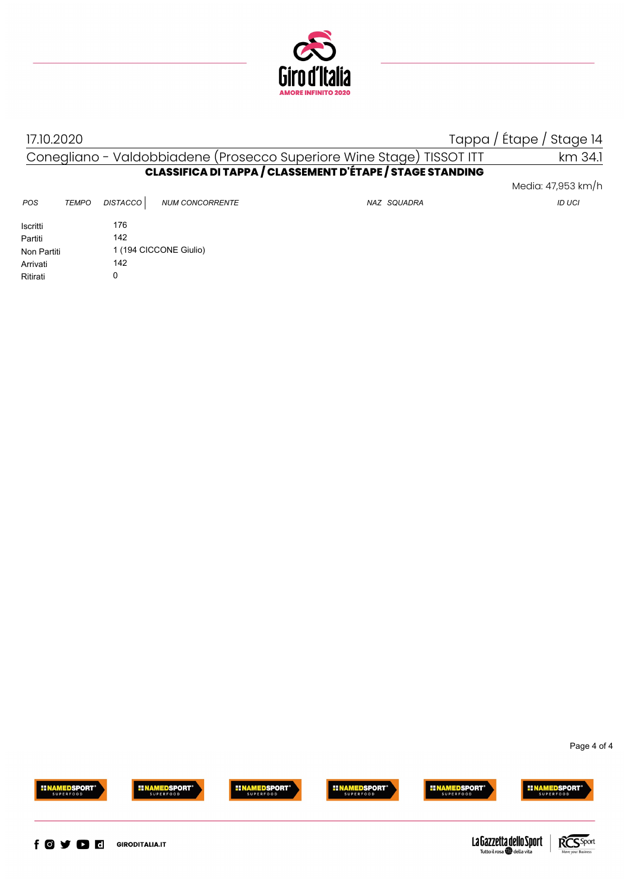17.10.2020 | Tappa / Étape / Stage 14

Conegliano - Valdobbiadene (Prosecco Superiore Wine Stage) TISSOT ITT | km 34.1

## CLASSIFICA DI TAPPA / CLASSEMENT D'ÉTAPE / STAGE STANDING

Media: 47,953 km/h

| POS | TEMPO | DISTACCO | NUM CONCORRENTE | NAZ | SQUADRA | ID UCI |
|---|---|---|---|---|---|---|

| | |
|---|---|
| Iscritti | 176 |
| Partiti | 142 |
| Non Partiti | 1 (194 CICCONE Giulio) |
| Arrivati | 142 |
| Ritirati | 0 |

GIRODITALIA.IT